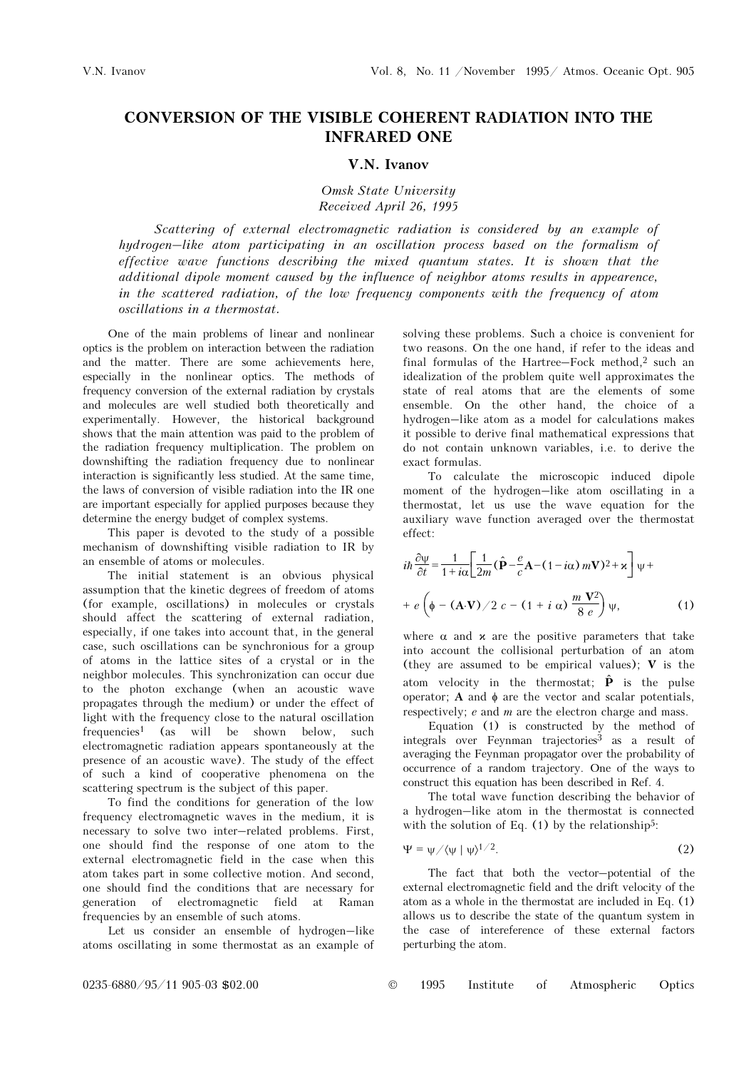# CONVERSION OF THE VISIBLE COHERENT RADIATION INTO THE INFRARED ONE

**V.N. Ivanov**

*Omsk State University*
*Received April 26, 1995*

*Scattering of external electromagnetic radiation is considered by an example of hydrogen–like atom participating in an oscillation process based on the formalism of effective wave functions describing the mixed quantum states. It is shown that the additional dipole moment caused by the influence of neighbor atoms results in appearence, in the scattered radiation, of the low frequency components with the frequency of atom oscillations in a thermostat.*

One of the main problems of linear and nonlinear optics is the problem on interaction between the radiation and the matter. There are some achievements here, especially in the nonlinear optics. The methods of frequency conversion of the external radiation by crystals and molecules are well studied both theoretically and experimentally. However, the historical background shows that the main attention was paid to the problem of the radiation frequency multiplication. The problem on downshifting the radiation frequency due to nonlinear interaction is significantly less studied. At the same time, the laws of conversion of visible radiation into the IR one are important especially for applied purposes because they determine the energy budget of complex systems.

This paper is devoted to the study of a possible mechanism of downshifting visible radiation to IR by an ensemble of atoms or molecules.

The initial statement is an obvious physical assumption that the kinetic degrees of freedom of atoms (for example, oscillations) in molecules or crystals should affect the scattering of external radiation, especially, if one takes into account that, in the general case, such oscillations can be synchronous for a group of atoms in the lattice sites of a crystal or in the neighbor molecules. This synchronization can occur due to the photon exchange (when an acoustic wave propagates through the medium) or under the effect of light with the frequency close to the natural oscillation frequencies[1] (as will be shown below, such electromagnetic radiation appears spontaneously at the presence of an acoustic wave). The study of the effect of such a kind of cooperative phenomena on the scattering spectrum is the subject of this paper.

To find the conditions for generation of the low frequency electromagnetic waves in the medium, it is necessary to solve two inter–related problems. First, one should find the response of one atom to the external electromagnetic field in the case when this atom takes part in some collective motion. And second, one should find the conditions that are necessary for generation of electromagnetic field at Raman frequencies by an ensemble of such atoms.

Let us consider an ensemble of hydrogen–like atoms oscillating in some thermostat as an example of solving these problems. Such a choice is convenient for two reasons. On the one hand, if refer to the ideas and final formulas of the Hartree–Fock method,[2] such an idealization of the problem quite well approximates the state of real atoms that are the elements of some ensemble. On the other hand, the choice of a hydrogen–like atom as a model for calculations makes it possible to derive final mathematical expressions that do not contain unknown variables, i.e. to derive the exact formulas.

To calculate the microscopic induced dipole moment of the hydrogen–like atom oscillating in a thermostat, let us use the wave equation for the auxiliary wave function averaged over the thermostat effect:

$$i\hbar\frac{\partial\psi}{\partial t} = \frac{1}{1+i\alpha}\left[\frac{1}{2m}\left(\hat{\mathbf{P}} - \frac{e}{c}\mathbf{A} - (1-i\alpha)\, m\mathbf{V}\right)^2 + \varkappa\right]\psi + e\left(\phi - (\mathbf{A}\cdot\mathbf{V})/2\,c - (1+i\,\alpha)\,\frac{m\,\mathbf{V}^2}{8\,e}\right)\psi, \tag{1}$$

where $\alpha$ and $\varkappa$ are the positive parameters that take into account the collisional perturbation of an atom (they are assumed to be empirical values); $\mathbf{V}$ is the atom velocity in the thermostat; $\hat{\mathbf{P}}$ is the pulse operator; $\mathbf{A}$ and $\phi$ are the vector and scalar potentials, respectively; $e$ and $m$ are the electron charge and mass.

Equation (1) is constructed by the method of integrals over Feynman trajectories[3] as a result of averaging the Feynman propagator over the probability of occurrence of a random trajectory. One of the ways to construct this equation has been described in Ref. 4.

The total wave function describing the behavior of a hydrogen–like atom in the thermostat is connected with the solution of Eq. (1) by the relationship[5]:

$$\Psi = \psi/\langle\psi\,|\,\psi\rangle^{1/2}. \tag{2}$$

The fact that both the vector–potential of the external electromagnetic field and the drift velocity of the atom as a whole in the thermostat are included in Eq. (1) allows us to describe the state of the quantum system in the case of intereference of these external factors perturbing the atom.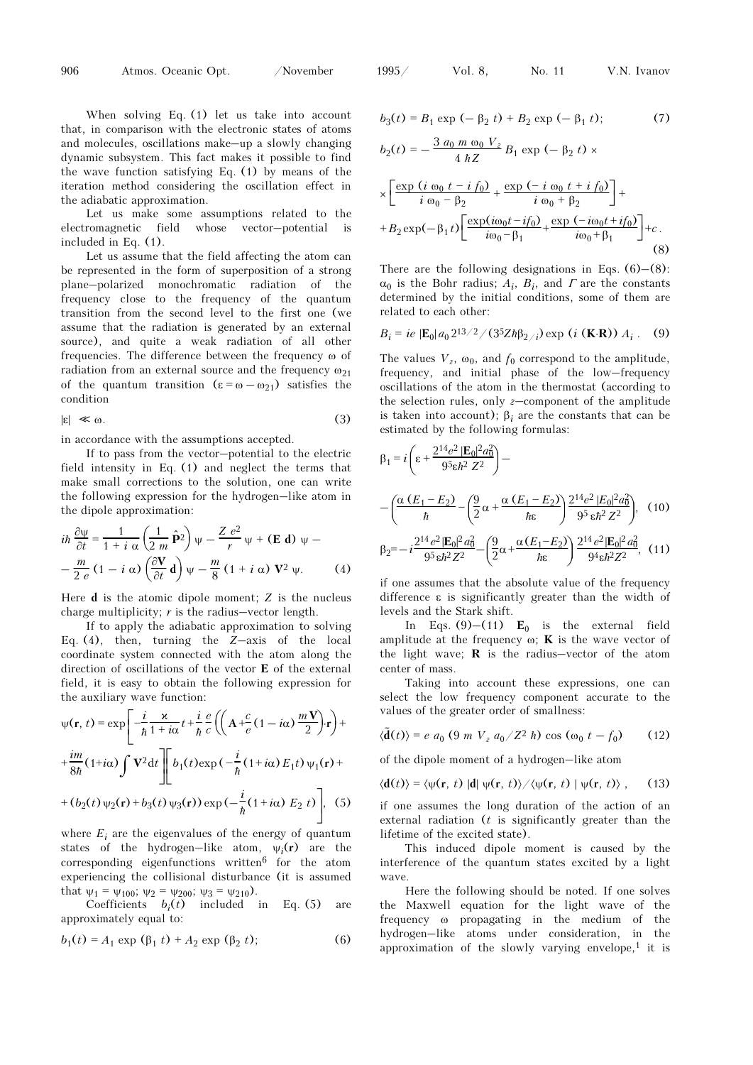When solving Eq. (1) let us take into account that, in comparison with the electronic states of atoms and molecules, oscillations make–up a slowly changing dynamic subsystem. This fact makes it possible to find the wave function satisfying Eq. (1) by means of the iteration method considering the oscillation effect in the adiabatic approximation.

Let us make some assumptions related to the electromagnetic field whose vector–potential is included in Eq. (1).

Let us assume that the field affecting the atom can be represented in the form of superposition of a strong plane–polarized monochromatic radiation of the frequency close to the frequency of the quantum transition from the second level to the first one (we assume that the radiation is generated by an external source), and quite a weak radiation of all other frequencies. The difference between the frequency $\omega$ of radiation from an external source and the frequency $\omega_{21}$ of the quantum transition ($\varepsilon = \omega - \omega_{21}$) satisfies the condition

$$|\varepsilon| \ll \omega. \tag{3}$$

in accordance with the assumptions accepted.

If to pass from the vector–potential to the electric field intensity in Eq. (1) and neglect the terms that make small corrections to the solution, one can write the following expression for the hydrogen–like atom in the dipole approximation:

$$i\hbar \frac{\partial \psi}{\partial t} = \frac{1}{1 + i\,\alpha}\left(\frac{1}{2\,m}\,\hat{\mathbf{P}}^2\right)\psi - \frac{Z\,e^2}{r}\,\psi + (\mathbf{E}\;\mathbf{d})\,\psi -$$
$$- \frac{m}{2\,e}\,(1 - i\,\alpha)\left(\frac{\partial \mathbf{V}}{\partial t}\,\mathbf{d}\right)\psi - \frac{m}{8}\,(1 + i\,\alpha)\,\mathbf{V}^2\,\psi. \tag{4}$$

Here $\mathbf{d}$ is the atomic dipole moment; $Z$ is the nucleus charge multiplicity; $r$ is the radius–vector length.

If to apply the adiabatic approximation to solving Eq. (4), then, turning the $Z$–axis of the local coordinate system connected with the atom along the direction of oscillations of the vector $\mathbf{E}$ of the external field, it is easy to obtain the following expression for the auxiliary wave function:

$$\psi(\mathbf{r},t) = \exp\left[-\frac{i}{\hbar}\frac{\varkappa}{1+i\alpha}t + \frac{i}{\hbar}\frac{e}{c}\left(\left(\mathbf{A} + \frac{c}{e}(1-i\alpha)\frac{m\mathbf{V}}{2}\right)\cdot\mathbf{r}\right) + \frac{im}{8\hbar}(1+i\alpha)\int \mathbf{V}^2 dt\right]\left[b_1(t)\exp\left(-\frac{i}{\hbar}(1+i\alpha)E_1 t\right)\psi_1(\mathbf{r}) + \right.$$
$$\left. + \left(b_2(t)\,\psi_2(\mathbf{r}) + b_3(t)\,\psi_3(\mathbf{r})\right)\exp\left(-\frac{i}{\hbar}(1+i\alpha)\,E_2\,t\right)\right], \tag{5}$$

where $E_i$ are the eigenvalues of the energy of quantum states of the hydrogen–like atom, $\psi_i(\mathbf{r})$ are the corresponding eigenfunctions written[6] for the atom experiencing the collisional disturbance (it is assumed that $\psi_1 = \psi_{100}$; $\psi_2 = \psi_{200}$; $\psi_3 = \psi_{210}$).

Coefficients $b_i(t)$ included in Eq. (5) are approximately equal to:

$$b_1(t) = A_1 \exp\left(\beta_1\,t\right) + A_2 \exp\left(\beta_2\,t\right); \tag{6}$$

$$b_3(t) = B_1 \exp\left(-\,\beta_2\,t\right) + B_2 \exp\left(-\,\beta_1\,t\right); \tag{7}$$

$$b_2(t) = -\,\frac{3\,a_0\,m\,\omega_0\,V_z}{4\,\hbar Z}\,B_1 \exp\left(-\,\beta_2\,t\right) \times$$
$$\times\left[\frac{\exp\left(i\,\omega_0\,t - i\,f_0\right)}{i\,\omega_0 - \beta_2} + \frac{\exp\left(-\,i\,\omega_0\,t + i\,f_0\right)}{i\,\omega_0 + \beta_2}\right] +$$
$$+ B_2 \exp(-\beta_1 t)\left[\frac{\exp(i\omega_0 t - i f_0)}{i\omega_0 - \beta_1} + \frac{\exp(-i\omega_0 t + i f_0)}{i\omega_0 + \beta_1}\right] + c\,. \tag{8}$$

There are the following designations in Eqs. (6)–(8): $\alpha_0$ is the Bohr radius; $A_i$, $B_i$, and $\Gamma$ are the constants determined by the initial conditions, some of them are related to each other:

$$B_i = ie\,|\mathbf{E}_0|\,a_0\,2^{13/2}/(3^5 Z\hbar\beta_{2/i})\exp\left(i\,(\mathbf{K}{\cdot}\mathbf{R})\right) A_i\,. \tag{9}$$

The values $V_z$, $\omega_0$, and $f_0$ correspond to the amplitude, frequency, and initial phase of the low–frequency oscillations of the atom in the thermostat (according to the selection rules, only $z$–component of the amplitude is taken into account); $\beta_i$ are the constants that can be estimated by the following formulas:

$$\beta_1 = i\left(\varepsilon + \frac{2^{14} e^2\,|\mathbf{E}_0|^2 a_0^2}{9^5 \varepsilon \hbar^2\,Z^2}\right) -$$
$$- \left(\frac{\alpha\,(E_1 - E_2)}{\hbar} - \left(\frac{9}{2}\,\alpha + \frac{\alpha\,(E_1 - E_2)}{\hbar\varepsilon}\right)\frac{2^{14} e^2\,|E_0|^2 a_0^2}{9^5\,\varepsilon\hbar^2\,Z^2}\right), \tag{10}$$

$$\beta_2 = -\,i\,\frac{2^{14} e^2\,|\mathbf{E}_0|^2 a_0^2}{9^5 \varepsilon\hbar^2 Z^2} - \left(\frac{9}{2}\alpha + \frac{\alpha(E_1 - E_2)}{\hbar\varepsilon}\right)\frac{2^{14} e^2\,|\mathbf{E}_0|^2 a_0^2}{9^4 \varepsilon\hbar^2 Z^2}, \tag{11}$$

if one assumes that the absolute value of the frequency difference $\varepsilon$ is significantly greater than the width of levels and the Stark shift.

In Eqs. (9)–(11) $\mathbf{E}_0$ is the external field amplitude at the frequency $\omega$; $\mathbf{K}$ is the wave vector of the light wave; $\mathbf{R}$ is the radius–vector of the atom center of mass.

Taking into account these expressions, one can select the low frequency component accurate to the values of the greater order of smallness:

$$\langle \bar{\mathbf{d}}(t) \rangle = e\;a_0\left(9\;m\;V_z\;a_0/Z^2\;\hbar\right)\cos\left(\omega_0\;t - f_0\right) \tag{12}$$

of the dipole moment of a hydrogen–like atom

$$\langle \mathbf{d}(t) \rangle = \langle \psi(\mathbf{r},\,t)\;|\mathbf{d}|\;\psi(\mathbf{r},\,t) \rangle / \langle \psi(\mathbf{r},\,t)\;|\;\psi(\mathbf{r},\,t) \rangle\,, \tag{13}$$

if one assumes the long duration of the action of an external radiation ($t$ is significantly greater than the lifetime of the excited state).

This induced dipole moment is caused by the interference of the quantum states excited by a light wave.

Here the following should be noted. If one solves the Maxwell equation for the light wave of the frequency $\omega$ propagating in the medium of the hydrogen–like atoms under consideration, in the approximation of the slowly varying envelope,[1] it is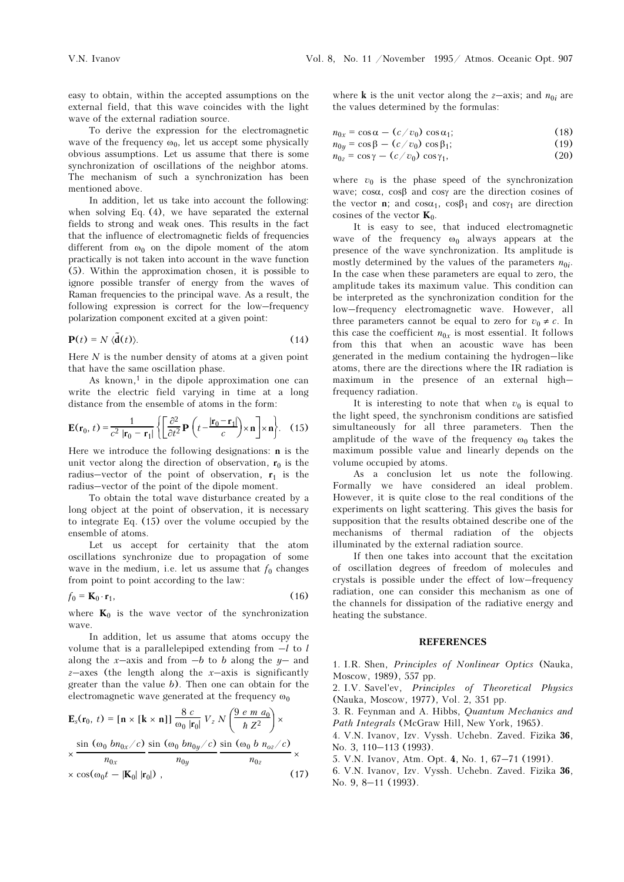easy to obtain, within the accepted assumptions on the external field, that this wave coincides with the light wave of the external radiation source.

To derive the expression for the electromagnetic wave of the frequency $\omega_0$, let us accept some physically obvious assumptions. Let us assume that there is some synchronization of oscillations of the neighbor atoms. The mechanism of such a synchronization has been mentioned above.

In addition, let us take into account the following: when solving Eq. (4), we have separated the external fields to strong and weak ones. This results in the fact that the influence of electromagnetic fields of frequencies different from $\omega_0$ on the dipole moment of the atom practically is not taken into account in the wave function (5). Within the approximation chosen, it is possible to ignore possible transfer of energy from the waves of Raman frequencies to the principal wave. As a result, the following expression is correct for the low–frequency polarization component excited at a given point:

$$\mathbf{P}(t) = N \langle \tilde{\mathbf{d}}(t) \rangle. \tag{14}$$

Here $N$ is the number density of atoms at a given point that have the same oscillation phase.

As known,[1] in the dipole approximation one can write the electric field varying in time at a long distance from the ensemble of atoms in the form:

$$\mathbf{E}(\mathbf{r}_0, t) = \frac{1}{c^2 \, |\mathbf{r}_0 - \mathbf{r}_1|} \left\{ \left[ \frac{\partial^2}{\partial t^2} \mathbf{P}\left( t - \frac{|\mathbf{r}_0 - \mathbf{r}_1|}{c} \right) \times \mathbf{n} \right] \times \mathbf{n} \right\}. \tag{15}$$

Here we introduce the following designations: $\mathbf{n}$ is the unit vector along the direction of observation, $\mathbf{r}_0$ is the radius–vector of the point of observation, $\mathbf{r}_1$ is the radius–vector of the point of the dipole moment.

To obtain the total wave disturbance created by a long object at the point of observation, it is necessary to integrate Eq. (15) over the volume occupied by the ensemble of atoms.

Let us accept for certainity that the atom oscillations synchronize due to propagation of some wave in the medium, i.e. let us assume that $f_0$ changes from point to point according to the law:

$$f_0 = \mathbf{K}_0 \cdot \mathbf{r}_1, \tag{16}$$

where $\mathbf{K}_0$ is the wave vector of the synchronization wave.

In addition, let us assume that atoms occupy the volume that is a parallelepiped extending from $-l$ to $l$ along the $x$–axis and from $-b$ to $b$ along the $y$– and $z$–axes (the length along the $x$–axis is significantly greater than the value $b$). Then one can obtain for the electromagnetic wave generated at the frequency $\omega_0$

$$\mathbf{E}_s(\mathbf{r}_0, t) = [\mathbf{n} \times [\mathbf{k} \times \mathbf{n}]] \, \frac{8\, c}{\omega_0 \, |\mathbf{r}_0|} \, V_z \, N \left( \frac{9\, e\, m\, a_0}{\hbar\, Z^2} \right) \times$$
$$\times \frac{\sin\,(\omega_0\, b n_{0x}/c)}{n_{0x}} \, \frac{\sin\,(\omega_0\, b n_{0y}/c)}{n_{0y}} \, \frac{\sin\,(\omega_0\, b\, n_{oz}/c)}{n_{0z}} \times$$
$$\times \cos(\omega_0 t - |\mathbf{K}_0| \, |\mathbf{r}_0|) \,, \tag{17}$$

where $\mathbf{k}$ is the unit vector along the $z$–axis; and $n_{0i}$ are the values determined by the formulas:

$$n_{0x} = \cos\alpha - (c/v_0)\cos\alpha_1; \tag{18}$$
$$n_{0y} = \cos\beta - (c/v_0)\cos\beta_1; \tag{19}$$
$$n_{0z} = \cos\gamma - (c/v_0)\cos\gamma_1, \tag{20}$$

where $v_0$ is the phase speed of the synchronization wave; $\cos\alpha$, $\cos\beta$ and $\cos\gamma$ are the direction cosines of the vector $\mathbf{n}$; and $\cos\alpha_1$, $\cos\beta_1$ and $\cos\gamma_1$ are direction cosines of the vector $\mathbf{K}_0$.

It is easy to see, that induced electromagnetic wave of the frequency $\omega_0$ always appears at the presence of the wave synchronization. Its amplitude is mostly determined by the values of the parameters $n_{0i}$. In the case when these parameters are equal to zero, the amplitude takes its maximum value. This condition can be interpreted as the synchronization condition for the low–frequency electromagnetic wave. However, all three parameters cannot be equal to zero for $v_0 \neq c$. In this case the coefficient $n_{0x}$ is most essential. It follows from this that when an acoustic wave has been generated in the medium containing the hydrogen–like atoms, there are the directions where the IR radiation is maximum in the presence of an external high–frequency radiation.

It is interesting to note that when $v_0$ is equal to the light speed, the synchronism conditions are satisfied simultaneously for all three parameters. Then the amplitude of the wave of the frequency $\omega_0$ takes the maximum possible value and linearly depends on the volume occupied by atoms.

As a conclusion let us note the following. Formally we have considered an ideal problem. However, it is quite close to the real conditions of the experiments on light scattering. This gives the basis for supposition that the results obtained describe one of the mechanisms of thermal radiation of the objects illuminated by the external radiation source.

If then one takes into account that the excitation of oscillation degrees of freedom of molecules and crystals is possible under the effect of low–frequency radiation, one can consider this mechanism as one of the channels for dissipation of the radiative energy and heating the substance.

## REFERENCES

1. I.R. Shen, *Principles of Nonlinear Optics* (Nauka, Moscow, 1989), 557 pp.
2. I.V. Savel'ev, *Principles of Theoretical Physics* (Nauka, Moscow, 1977), Vol. 2, 351 pp.
3. R. Feynman and A. Hibbs, *Quantum Mechanics and Path Integrals* (McGraw Hill, New York, 1965).
4. V.N. Ivanov, Izv. Vyssh. Uchebn. Zaved. Fizika **36**, No. 3, 110–113 (1993).
5. V.N. Ivanov, Atm. Opt. **4**, No. 1, 67–71 (1991).
6. V.N. Ivanov, Izv. Vyssh. Uchebn. Zaved. Fizika **36**, No. 9, 8–11 (1993).